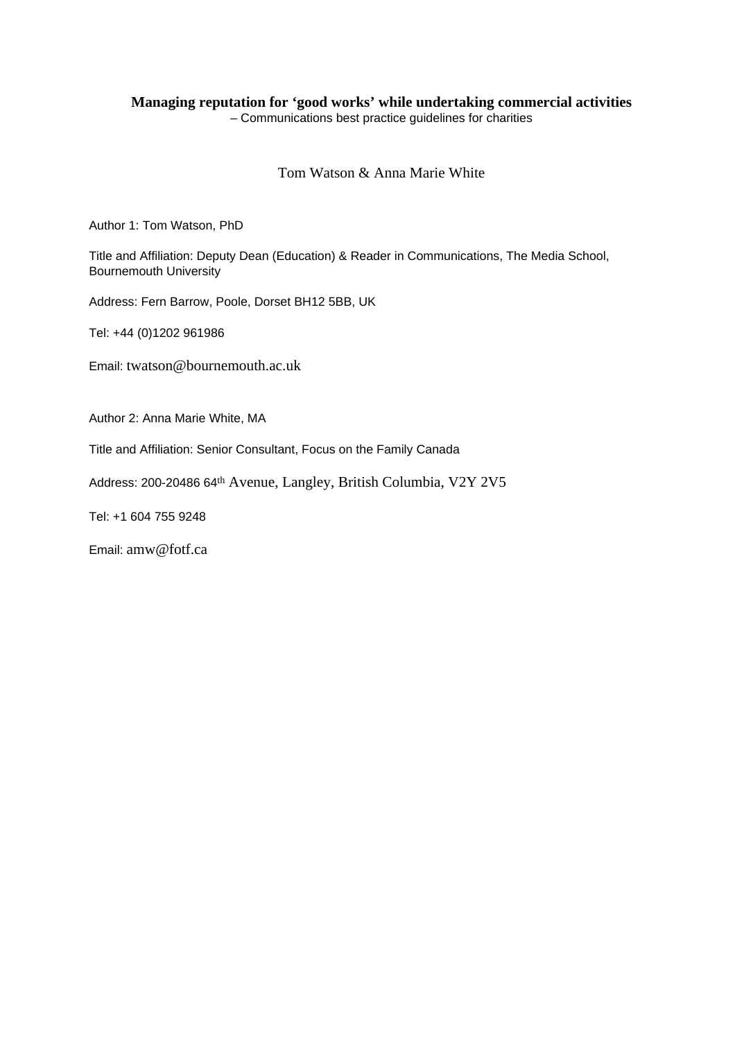# Managing reputation for 'good works' while undertaking commercial activities

– Communications best practice guidelines for charities

Tom Watson & Anna Marie White

Author 1: Tom Watson, PhD

Title and Affiliation: Deputy Dean (Education) & Reader in Communications, The Media School, Bournemouth University

Address: Fern Barrow, Poole, Dorset BH12 5BB, UK

Tel: +44 (0)1202 961986

Email: twatson@bournemouth.ac.uk

Author 2: Anna Marie White, MA

Title and Affiliation: Senior Consultant, Focus on the Family Canada

Address: 200-20486 64th Avenue, Langley, British Columbia, V2Y 2V5

Tel: +1 604 755 9248

Email: amw@fotf.ca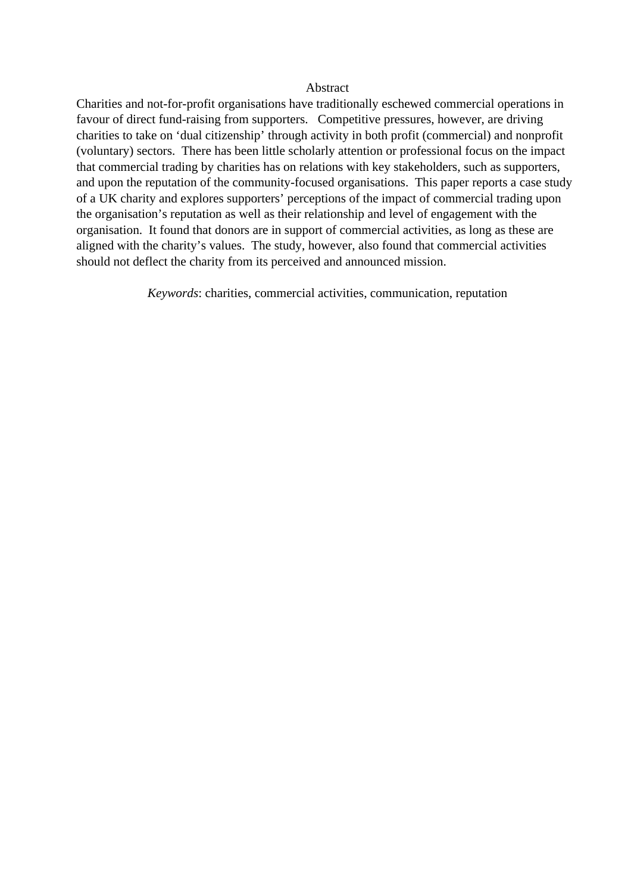## Abstract

Charities and not-for-profit organisations have traditionally eschewed commercial operations in favour of direct fund-raising from supporters. Competitive pressures, however, are driving charities to take on 'dual citizenship' through activity in both profit (commercial) and nonprofit (voluntary) sectors. There has been little scholarly attention or professional focus on the impact that commercial trading by charities has on relations with key stakeholders, such as supporters, and upon the reputation of the community-focused organisations. This paper reports a case study of a UK charity and explores supporters' perceptions of the impact of commercial trading upon the organisation's reputation as well as their relationship and level of engagement with the organisation. It found that donors are in support of commercial activities, as long as these are aligned with the charity's values. The study, however, also found that commercial activities should not deflect the charity from its perceived and announced mission.

*Keywords*: charities, commercial activities, communication, reputation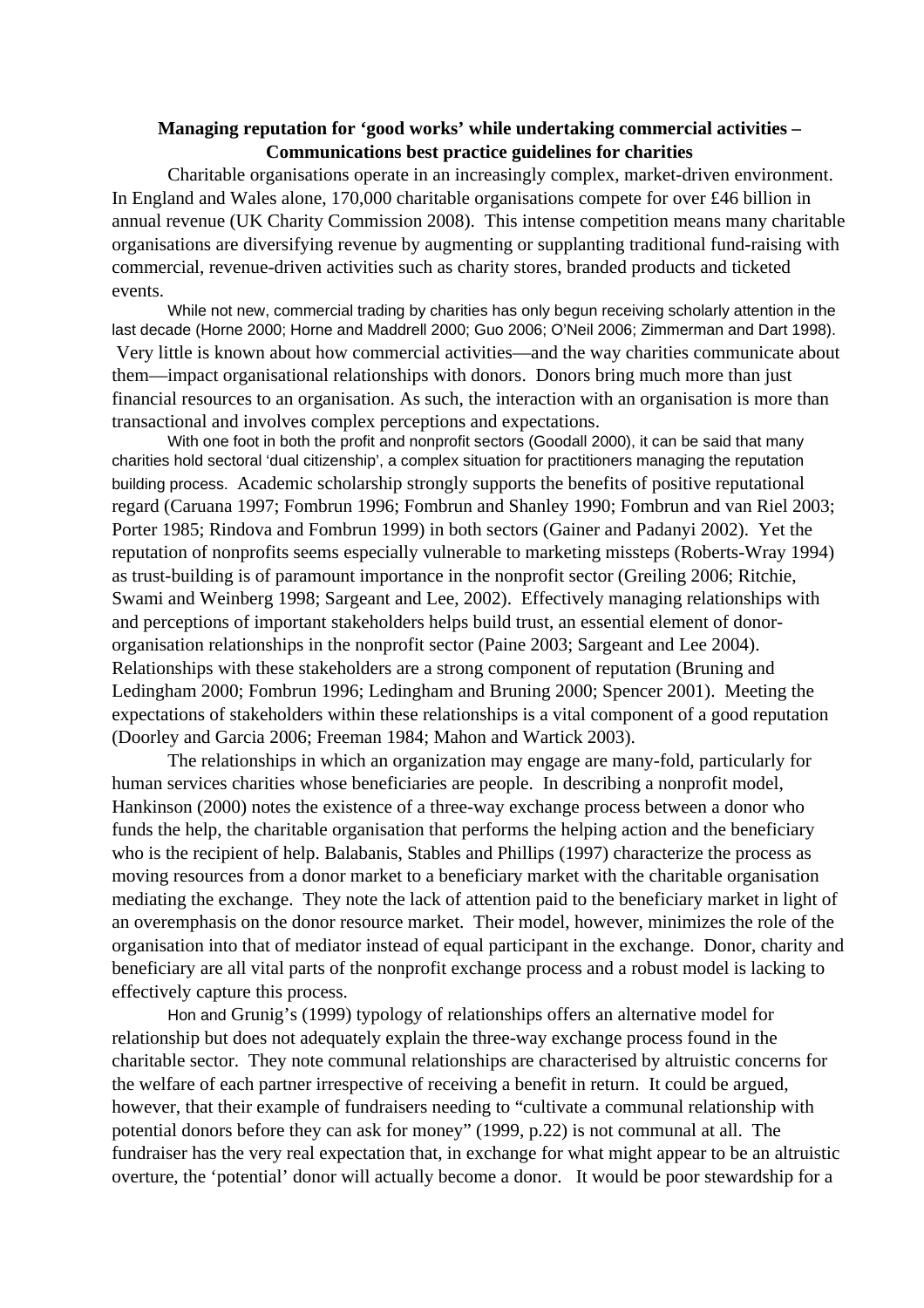**Managing reputation for 'good works' while undertaking commercial activities – Communications best practice guidelines for charities**

Charitable organisations operate in an increasingly complex, market-driven environment. In England and Wales alone, 170,000 charitable organisations compete for over £46 billion in annual revenue (UK Charity Commission 2008). This intense competition means many charitable organisations are diversifying revenue by augmenting or supplanting traditional fund-raising with commercial, revenue-driven activities such as charity stores, branded products and ticketed events.

While not new, commercial trading by charities has only begun receiving scholarly attention in the last decade (Horne 2000; Horne and Maddrell 2000; Guo 2006; O'Neil 2006; Zimmerman and Dart 1998). Very little is known about how commercial activities—and the way charities communicate about them—impact organisational relationships with donors. Donors bring much more than just financial resources to an organisation. As such, the interaction with an organisation is more than transactional and involves complex perceptions and expectations.

With one foot in both the profit and nonprofit sectors (Goodall 2000), it can be said that many charities hold sectoral 'dual citizenship', a complex situation for practitioners managing the reputation building process. Academic scholarship strongly supports the benefits of positive reputational regard (Caruana 1997; Fombrun 1996; Fombrun and Shanley 1990; Fombrun and van Riel 2003; Porter 1985; Rindova and Fombrun 1999) in both sectors (Gainer and Padanyi 2002). Yet the reputation of nonprofits seems especially vulnerable to marketing missteps (Roberts-Wray 1994) as trust-building is of paramount importance in the nonprofit sector (Greiling 2006; Ritchie, Swami and Weinberg 1998; Sargeant and Lee, 2002). Effectively managing relationships with and perceptions of important stakeholders helps build trust, an essential element of donor-organisation relationships in the nonprofit sector (Paine 2003; Sargeant and Lee 2004). Relationships with these stakeholders are a strong component of reputation (Bruning and Ledingham 2000; Fombrun 1996; Ledingham and Bruning 2000; Spencer 2001). Meeting the expectations of stakeholders within these relationships is a vital component of a good reputation (Doorley and Garcia 2006; Freeman 1984; Mahon and Wartick 2003).

The relationships in which an organization may engage are many-fold, particularly for human services charities whose beneficiaries are people. In describing a nonprofit model, Hankinson (2000) notes the existence of a three-way exchange process between a donor who funds the help, the charitable organisation that performs the helping action and the beneficiary who is the recipient of help. Balabanis, Stables and Phillips (1997) characterize the process as moving resources from a donor market to a beneficiary market with the charitable organisation mediating the exchange. They note the lack of attention paid to the beneficiary market in light of an overemphasis on the donor resource market. Their model, however, minimizes the role of the organisation into that of mediator instead of equal participant in the exchange. Donor, charity and beneficiary are all vital parts of the nonprofit exchange process and a robust model is lacking to effectively capture this process.

Hon and Grunig's (1999) typology of relationships offers an alternative model for relationship but does not adequately explain the three-way exchange process found in the charitable sector. They note communal relationships are characterised by altruistic concerns for the welfare of each partner irrespective of receiving a benefit in return. It could be argued, however, that their example of fundraisers needing to "cultivate a communal relationship with potential donors before they can ask for money" (1999, p.22) is not communal at all. The fundraiser has the very real expectation that, in exchange for what might appear to be an altruistic overture, the 'potential' donor will actually become a donor. It would be poor stewardship for a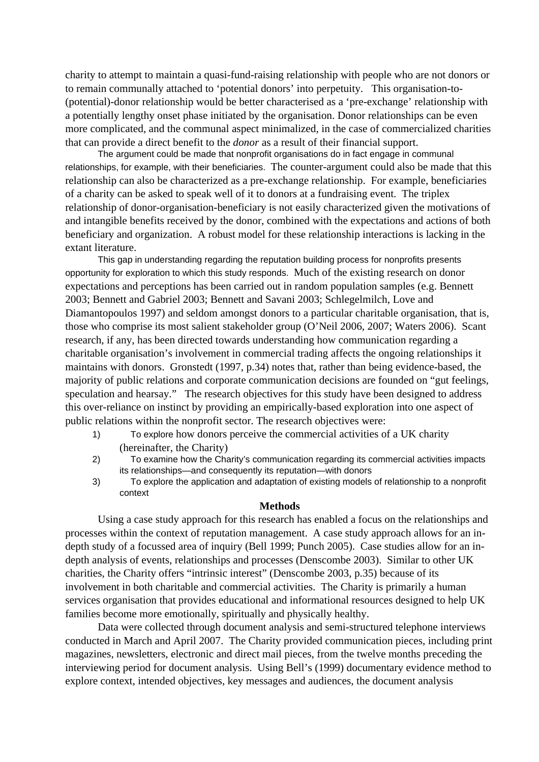charity to attempt to maintain a quasi-fund-raising relationship with people who are not donors or to remain communally attached to 'potential donors' into perpetuity. This organisation-to-(potential)-donor relationship would be better characterised as a 'pre-exchange' relationship with a potentially lengthy onset phase initiated by the organisation. Donor relationships can be even more complicated, and the communal aspect minimalized, in the case of commercialized charities that can provide a direct benefit to the *donor* as a result of their financial support.

The argument could be made that nonprofit organisations do in fact engage in communal relationships, for example, with their beneficiaries. The counter-argument could also be made that this relationship can also be characterized as a pre-exchange relationship. For example, beneficiaries of a charity can be asked to speak well of it to donors at a fundraising event. The triplex relationship of donor-organisation-beneficiary is not easily characterized given the motivations of and intangible benefits received by the donor, combined with the expectations and actions of both beneficiary and organization. A robust model for these relationship interactions is lacking in the extant literature.

This gap in understanding regarding the reputation building process for nonprofits presents opportunity for exploration to which this study responds. Much of the existing research on donor expectations and perceptions has been carried out in random population samples (e.g. Bennett 2003; Bennett and Gabriel 2003; Bennett and Savani 2003; Schlegelmilch, Love and Diamantopoulos 1997) and seldom amongst donors to a particular charitable organisation, that is, those who comprise its most salient stakeholder group (O'Neil 2006, 2007; Waters 2006). Scant research, if any, has been directed towards understanding how communication regarding a charitable organisation's involvement in commercial trading affects the ongoing relationships it maintains with donors. Gronstedt (1997, p.34) notes that, rather than being evidence-based, the majority of public relations and corporate communication decisions are founded on "gut feelings, speculation and hearsay." The research objectives for this study have been designed to address this over-reliance on instinct by providing an empirically-based exploration into one aspect of public relations within the nonprofit sector. The research objectives were:

1) To explore how donors perceive the commercial activities of a UK charity (hereinafter, the Charity)
2) To examine how the Charity's communication regarding its commercial activities impacts its relationships—and consequently its reputation—with donors
3) To explore the application and adaptation of existing models of relationship to a nonprofit context

## Methods

Using a case study approach for this research has enabled a focus on the relationships and processes within the context of reputation management. A case study approach allows for an in-depth study of a focussed area of inquiry (Bell 1999; Punch 2005). Case studies allow for an in-depth analysis of events, relationships and processes (Denscombe 2003). Similar to other UK charities, the Charity offers "intrinsic interest" (Denscombe 2003, p.35) because of its involvement in both charitable and commercial activities. The Charity is primarily a human services organisation that provides educational and informational resources designed to help UK families become more emotionally, spiritually and physically healthy.

Data were collected through document analysis and semi-structured telephone interviews conducted in March and April 2007. The Charity provided communication pieces, including print magazines, newsletters, electronic and direct mail pieces, from the twelve months preceding the interviewing period for document analysis. Using Bell's (1999) documentary evidence method to explore context, intended objectives, key messages and audiences, the document analysis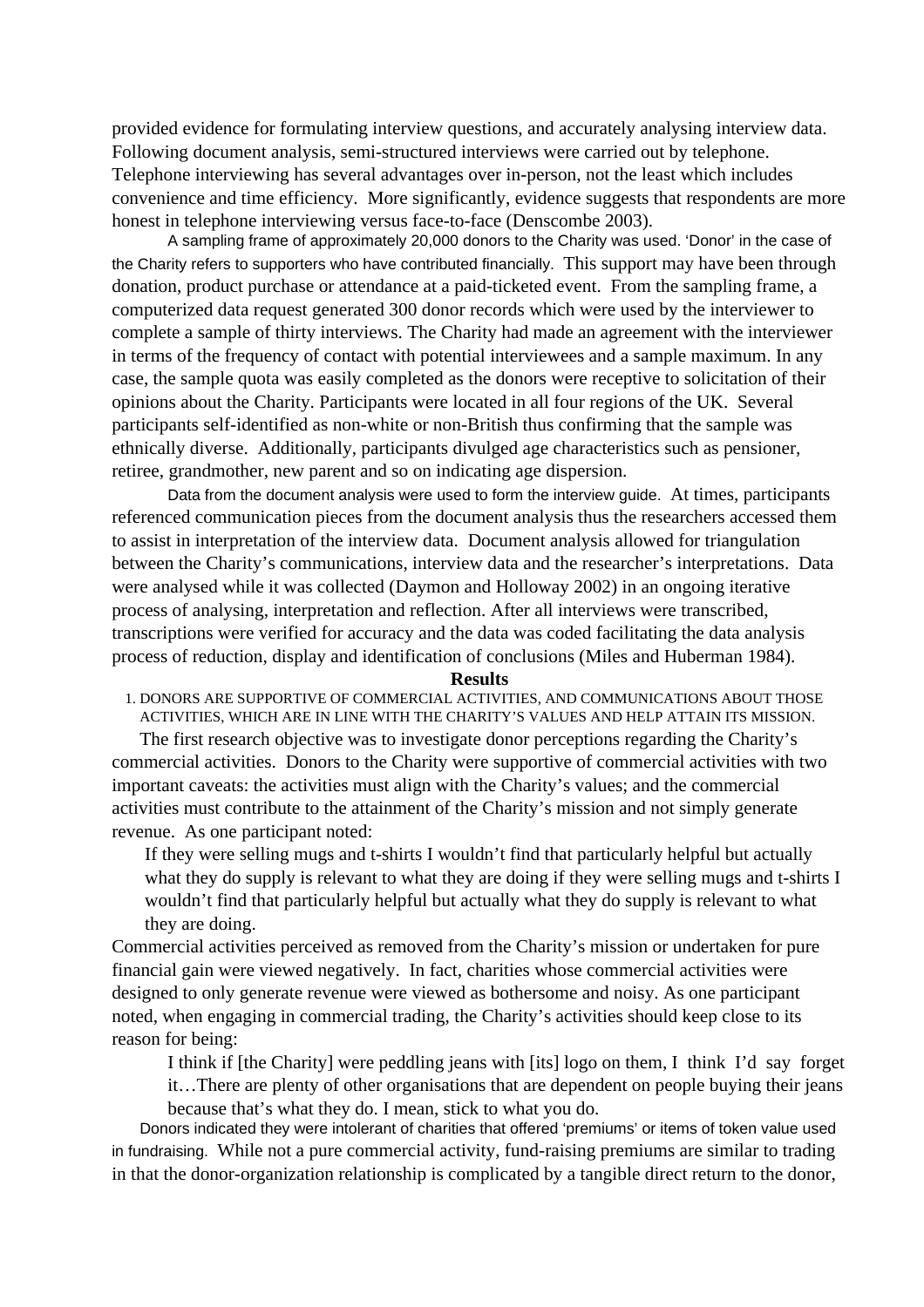provided evidence for formulating interview questions, and accurately analysing interview data. Following document analysis, semi-structured interviews were carried out by telephone. Telephone interviewing has several advantages over in-person, not the least which includes convenience and time efficiency. More significantly, evidence suggests that respondents are more honest in telephone interviewing versus face-to-face (Denscombe 2003).

A sampling frame of approximately 20,000 donors to the Charity was used. 'Donor' in the case of the Charity refers to supporters who have contributed financially. This support may have been through donation, product purchase or attendance at a paid-ticketed event. From the sampling frame, a computerized data request generated 300 donor records which were used by the interviewer to complete a sample of thirty interviews. The Charity had made an agreement with the interviewer in terms of the frequency of contact with potential interviewees and a sample maximum. In any case, the sample quota was easily completed as the donors were receptive to solicitation of their opinions about the Charity. Participants were located in all four regions of the UK. Several participants self-identified as non-white or non-British thus confirming that the sample was ethnically diverse. Additionally, participants divulged age characteristics such as pensioner, retiree, grandmother, new parent and so on indicating age dispersion.

Data from the document analysis were used to form the interview guide. At times, participants referenced communication pieces from the document analysis thus the researchers accessed them to assist in interpretation of the interview data. Document analysis allowed for triangulation between the Charity's communications, interview data and the researcher's interpretations. Data were analysed while it was collected (Daymon and Holloway 2002) in an ongoing iterative process of analysing, interpretation and reflection. After all interviews were transcribed, transcriptions were verified for accuracy and the data was coded facilitating the data analysis process of reduction, display and identification of conclusions (Miles and Huberman 1984).

## Results

### 1. DONORS ARE SUPPORTIVE OF COMMERCIAL ACTIVITIES, AND COMMUNICATIONS ABOUT THOSE ACTIVITIES, WHICH ARE IN LINE WITH THE CHARITY'S VALUES AND HELP ATTAIN ITS MISSION.

The first research objective was to investigate donor perceptions regarding the Charity's commercial activities. Donors to the Charity were supportive of commercial activities with two important caveats: the activities must align with the Charity's values; and the commercial activities must contribute to the attainment of the Charity's mission and not simply generate revenue. As one participant noted:

> If they were selling mugs and t-shirts I wouldn't find that particularly helpful but actually what they do supply is relevant to what they are doing if they were selling mugs and t-shirts I wouldn't find that particularly helpful but actually what they do supply is relevant to what they are doing.

Commercial activities perceived as removed from the Charity's mission or undertaken for pure financial gain were viewed negatively. In fact, charities whose commercial activities were designed to only generate revenue were viewed as bothersome and noisy. As one participant noted, when engaging in commercial trading, the Charity's activities should keep close to its reason for being:

> I think if [the Charity] were peddling jeans with [its] logo on them, I think I'd say forget it…There are plenty of other organisations that are dependent on people buying their jeans because that's what they do. I mean, stick to what you do.

Donors indicated they were intolerant of charities that offered 'premiums' or items of token value used in fundraising. While not a pure commercial activity, fund-raising premiums are similar to trading in that the donor-organization relationship is complicated by a tangible direct return to the donor,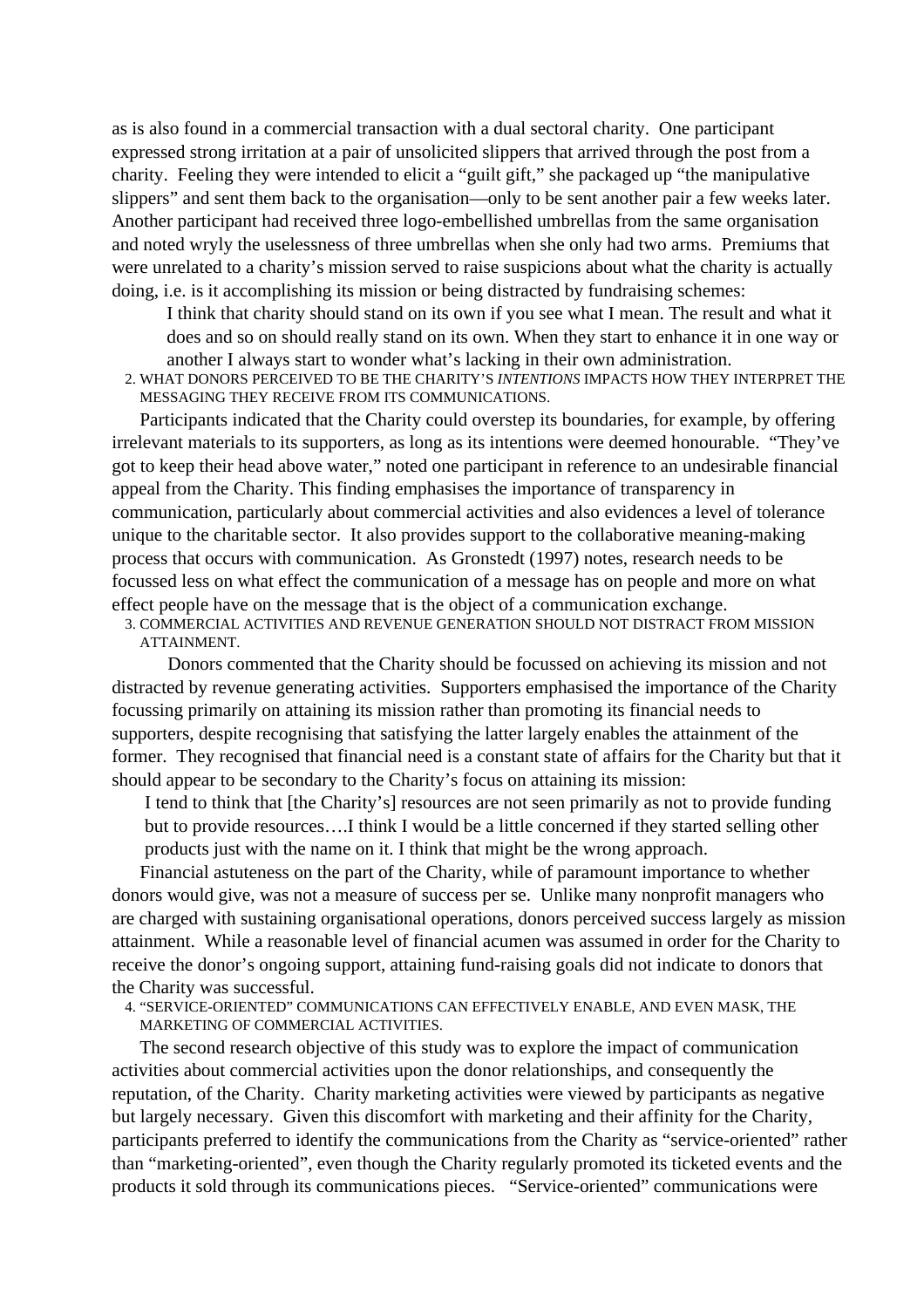as is also found in a commercial transaction with a dual sectoral charity. One participant expressed strong irritation at a pair of unsolicited slippers that arrived through the post from a charity. Feeling they were intended to elicit a "guilt gift," she packaged up "the manipulative slippers" and sent them back to the organisation—only to be sent another pair a few weeks later. Another participant had received three logo-embellished umbrellas from the same organisation and noted wryly the uselessness of three umbrellas when she only had two arms. Premiums that were unrelated to a charity's mission served to raise suspicions about what the charity is actually doing, i.e. is it accomplishing its mission or being distracted by fundraising schemes:

> I think that charity should stand on its own if you see what I mean. The result and what it does and so on should really stand on its own. When they start to enhance it in one way or another I always start to wonder what's lacking in their own administration.

2. WHAT DONORS PERCEIVED TO BE THE CHARITY'S *INTENTIONS* IMPACTS HOW THEY INTERPRET THE MESSAGING THEY RECEIVE FROM ITS COMMUNICATIONS.

Participants indicated that the Charity could overstep its boundaries, for example, by offering irrelevant materials to its supporters, as long as its intentions were deemed honourable. "They've got to keep their head above water," noted one participant in reference to an undesirable financial appeal from the Charity. This finding emphasises the importance of transparency in communication, particularly about commercial activities and also evidences a level of tolerance unique to the charitable sector. It also provides support to the collaborative meaning-making process that occurs with communication. As Gronstedt (1997) notes, research needs to be focussed less on what effect the communication of a message has on people and more on what effect people have on the message that is the object of a communication exchange.

3. COMMERCIAL ACTIVITIES AND REVENUE GENERATION SHOULD NOT DISTRACT FROM MISSION ATTAINMENT.

Donors commented that the Charity should be focussed on achieving its mission and not distracted by revenue generating activities. Supporters emphasised the importance of the Charity focussing primarily on attaining its mission rather than promoting its financial needs to supporters, despite recognising that satisfying the latter largely enables the attainment of the former. They recognised that financial need is a constant state of affairs for the Charity but that it should appear to be secondary to the Charity's focus on attaining its mission:

> I tend to think that [the Charity's] resources are not seen primarily as not to provide funding but to provide resources….I think I would be a little concerned if they started selling other products just with the name on it. I think that might be the wrong approach.

Financial astuteness on the part of the Charity, while of paramount importance to whether donors would give, was not a measure of success per se. Unlike many nonprofit managers who are charged with sustaining organisational operations, donors perceived success largely as mission attainment. While a reasonable level of financial acumen was assumed in order for the Charity to receive the donor's ongoing support, attaining fund-raising goals did not indicate to donors that the Charity was successful.

4. "SERVICE-ORIENTED" COMMUNICATIONS CAN EFFECTIVELY ENABLE, AND EVEN MASK, THE MARKETING OF COMMERCIAL ACTIVITIES.

The second research objective of this study was to explore the impact of communication activities about commercial activities upon the donor relationships, and consequently the reputation, of the Charity. Charity marketing activities were viewed by participants as negative but largely necessary. Given this discomfort with marketing and their affinity for the Charity, participants preferred to identify the communications from the Charity as "service-oriented" rather than "marketing-oriented", even though the Charity regularly promoted its ticketed events and the products it sold through its communications pieces. "Service-oriented" communications were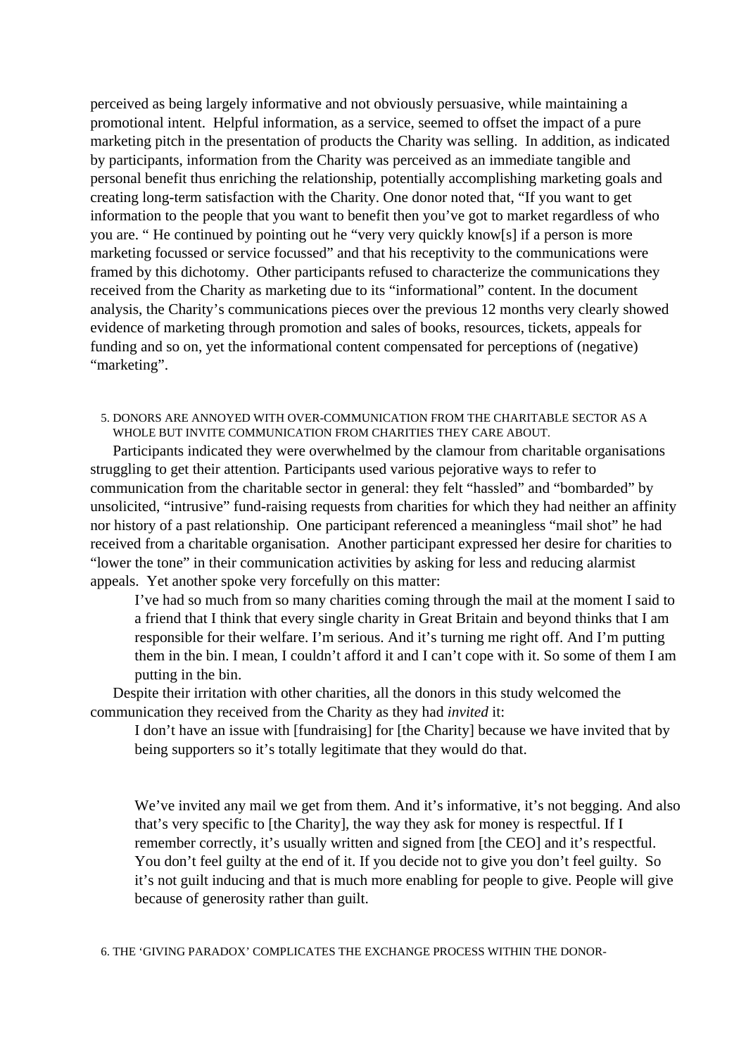perceived as being largely informative and not obviously persuasive, while maintaining a promotional intent. Helpful information, as a service, seemed to offset the impact of a pure marketing pitch in the presentation of products the Charity was selling. In addition, as indicated by participants, information from the Charity was perceived as an immediate tangible and personal benefit thus enriching the relationship, potentially accomplishing marketing goals and creating long-term satisfaction with the Charity. One donor noted that, "If you want to get information to the people that you want to benefit then you've got to market regardless of who you are. " He continued by pointing out he "very very quickly know[s] if a person is more marketing focussed or service focussed" and that his receptivity to the communications were framed by this dichotomy. Other participants refused to characterize the communications they received from the Charity as marketing due to its "informational" content. In the document analysis, the Charity's communications pieces over the previous 12 months very clearly showed evidence of marketing through promotion and sales of books, resources, tickets, appeals for funding and so on, yet the informational content compensated for perceptions of (negative) "marketing".

### 5. DONORS ARE ANNOYED WITH OVER-COMMUNICATION FROM THE CHARITABLE SECTOR AS A WHOLE BUT INVITE COMMUNICATION FROM CHARITIES THEY CARE ABOUT.

Participants indicated they were overwhelmed by the clamour from charitable organisations struggling to get their attention. Participants used various pejorative ways to refer to communication from the charitable sector in general: they felt "hassled" and "bombarded" by unsolicited, "intrusive" fund-raising requests from charities for which they had neither an affinity nor history of a past relationship. One participant referenced a meaningless "mail shot" he had received from a charitable organisation. Another participant expressed her desire for charities to "lower the tone" in their communication activities by asking for less and reducing alarmist appeals. Yet another spoke very forcefully on this matter:

> I've had so much from so many charities coming through the mail at the moment I said to a friend that I think that every single charity in Great Britain and beyond thinks that I am responsible for their welfare. I'm serious. And it's turning me right off. And I'm putting them in the bin. I mean, I couldn't afford it and I can't cope with it. So some of them I am putting in the bin.

Despite their irritation with other charities, all the donors in this study welcomed the communication they received from the Charity as they had *invited* it:

> I don't have an issue with [fundraising] for [the Charity] because we have invited that by being supporters so it's totally legitimate that they would do that.

> We've invited any mail we get from them. And it's informative, it's not begging. And also that's very specific to [the Charity], the way they ask for money is respectful. If I remember correctly, it's usually written and signed from [the CEO] and it's respectful. You don't feel guilty at the end of it. If you decide not to give you don't feel guilty. So it's not guilt inducing and that is much more enabling for people to give. People will give because of generosity rather than guilt.

### 6. THE 'GIVING PARADOX' COMPLICATES THE EXCHANGE PROCESS WITHIN THE DONOR-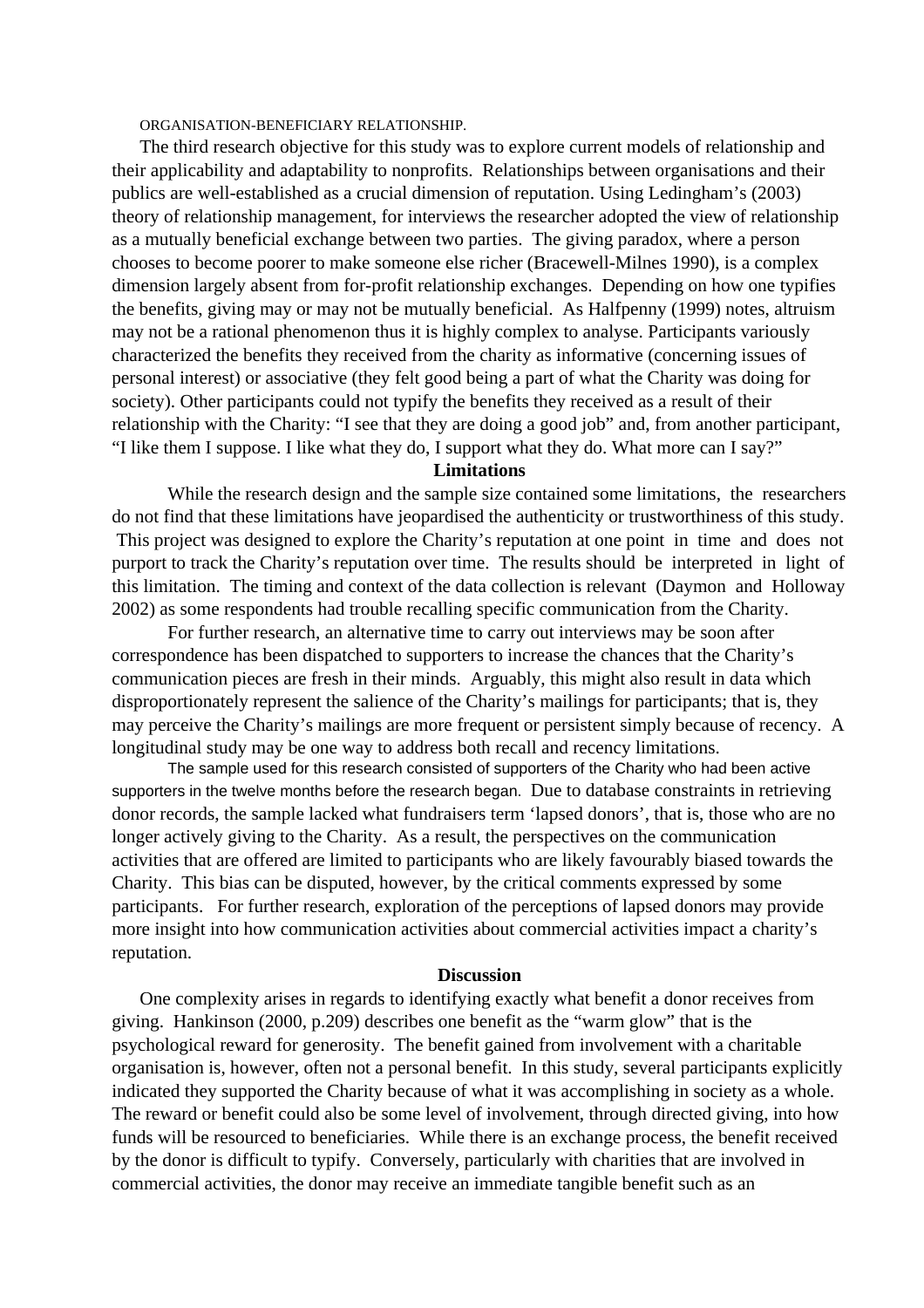ORGANISATION-BENEFICIARY RELATIONSHIP.

The third research objective for this study was to explore current models of relationship and their applicability and adaptability to nonprofits. Relationships between organisations and their publics are well-established as a crucial dimension of reputation. Using Ledingham's (2003) theory of relationship management, for interviews the researcher adopted the view of relationship as a mutually beneficial exchange between two parties. The giving paradox, where a person chooses to become poorer to make someone else richer (Bracewell-Milnes 1990), is a complex dimension largely absent from for-profit relationship exchanges. Depending on how one typifies the benefits, giving may or may not be mutually beneficial. As Halfpenny (1999) notes, altruism may not be a rational phenomenon thus it is highly complex to analyse. Participants variously characterized the benefits they received from the charity as informative (concerning issues of personal interest) or associative (they felt good being a part of what the Charity was doing for society). Other participants could not typify the benefits they received as a result of their relationship with the Charity: "I see that they are doing a good job" and, from another participant, "I like them I suppose. I like what they do, I support what they do. What more can I say?"

## Limitations

While the research design and the sample size contained some limitations, the researchers do not find that these limitations have jeopardised the authenticity or trustworthiness of this study. This project was designed to explore the Charity's reputation at one point in time and does not purport to track the Charity's reputation over time. The results should be interpreted in light of this limitation. The timing and context of the data collection is relevant (Daymon and Holloway 2002) as some respondents had trouble recalling specific communication from the Charity.

For further research, an alternative time to carry out interviews may be soon after correspondence has been dispatched to supporters to increase the chances that the Charity's communication pieces are fresh in their minds. Arguably, this might also result in data which disproportionately represent the salience of the Charity's mailings for participants; that is, they may perceive the Charity's mailings are more frequent or persistent simply because of recency. A longitudinal study may be one way to address both recall and recency limitations.

The sample used for this research consisted of supporters of the Charity who had been active supporters in the twelve months before the research began. Due to database constraints in retrieving donor records, the sample lacked what fundraisers term 'lapsed donors', that is, those who are no longer actively giving to the Charity. As a result, the perspectives on the communication activities that are offered are limited to participants who are likely favourably biased towards the Charity. This bias can be disputed, however, by the critical comments expressed by some participants. For further research, exploration of the perceptions of lapsed donors may provide more insight into how communication activities about commercial activities impact a charity's reputation.

## Discussion

One complexity arises in regards to identifying exactly what benefit a donor receives from giving. Hankinson (2000, p.209) describes one benefit as the "warm glow" that is the psychological reward for generosity. The benefit gained from involvement with a charitable organisation is, however, often not a personal benefit. In this study, several participants explicitly indicated they supported the Charity because of what it was accomplishing in society as a whole. The reward or benefit could also be some level of involvement, through directed giving, into how funds will be resourced to beneficiaries. While there is an exchange process, the benefit received by the donor is difficult to typify. Conversely, particularly with charities that are involved in commercial activities, the donor may receive an immediate tangible benefit such as an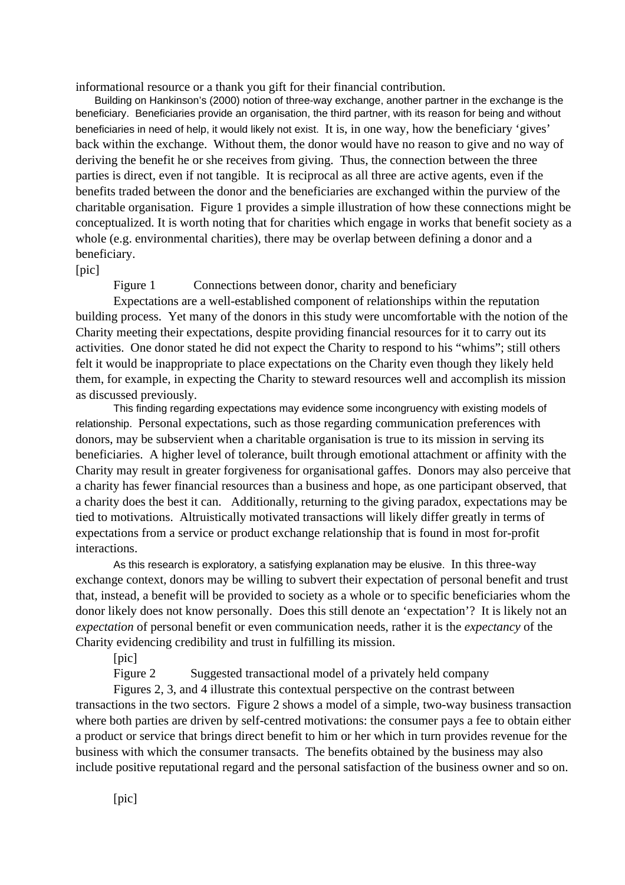informational resource or a thank you gift for their financial contribution.

Building on Hankinson's (2000) notion of three-way exchange, another partner in the exchange is the beneficiary. Beneficiaries provide an organisation, the third partner, with its reason for being and without beneficiaries in need of help, it would likely not exist. It is, in one way, how the beneficiary 'gives' back within the exchange. Without them, the donor would have no reason to give and no way of deriving the benefit he or she receives from giving. Thus, the connection between the three parties is direct, even if not tangible. It is reciprocal as all three are active agents, even if the benefits traded between the donor and the beneficiaries are exchanged within the purview of the charitable organisation. Figure 1 provides a simple illustration of how these connections might be conceptualized. It is worth noting that for charities which engage in works that benefit society as a whole (e.g. environmental charities), there may be overlap between defining a donor and a beneficiary.

[pic]

Figure 1 Connections between donor, charity and beneficiary

Expectations are a well-established component of relationships within the reputation building process. Yet many of the donors in this study were uncomfortable with the notion of the Charity meeting their expectations, despite providing financial resources for it to carry out its activities. One donor stated he did not expect the Charity to respond to his "whims"; still others felt it would be inappropriate to place expectations on the Charity even though they likely held them, for example, in expecting the Charity to steward resources well and accomplish its mission as discussed previously.

This finding regarding expectations may evidence some incongruency with existing models of relationship. Personal expectations, such as those regarding communication preferences with donors, may be subservient when a charitable organisation is true to its mission in serving its beneficiaries. A higher level of tolerance, built through emotional attachment or affinity with the Charity may result in greater forgiveness for organisational gaffes. Donors may also perceive that a charity has fewer financial resources than a business and hope, as one participant observed, that a charity does the best it can. Additionally, returning to the giving paradox, expectations may be tied to motivations. Altruistically motivated transactions will likely differ greatly in terms of expectations from a service or product exchange relationship that is found in most for-profit interactions.

As this research is exploratory, a satisfying explanation may be elusive. In this three-way exchange context, donors may be willing to subvert their expectation of personal benefit and trust that, instead, a benefit will be provided to society as a whole or to specific beneficiaries whom the donor likely does not know personally. Does this still denote an 'expectation'? It is likely not an *expectation* of personal benefit or even communication needs, rather it is the *expectancy* of the Charity evidencing credibility and trust in fulfilling its mission.

[pic]

Figure 2 Suggested transactional model of a privately held company

Figures 2, 3, and 4 illustrate this contextual perspective on the contrast between transactions in the two sectors. Figure 2 shows a model of a simple, two-way business transaction where both parties are driven by self-centred motivations: the consumer pays a fee to obtain either a product or service that brings direct benefit to him or her which in turn provides revenue for the business with which the consumer transacts. The benefits obtained by the business may also include positive reputational regard and the personal satisfaction of the business owner and so on.

[pic]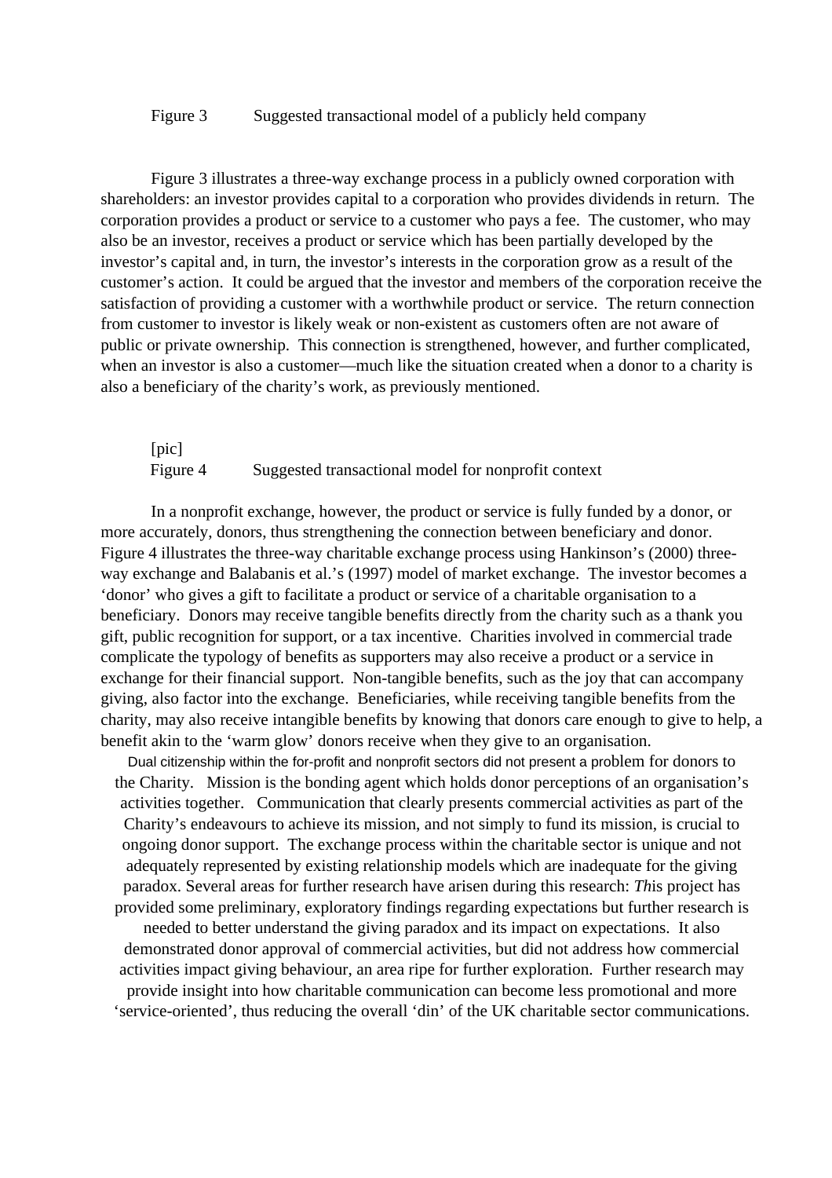Figure 3 Suggested transactional model of a publicly held company

Figure 3 illustrates a three-way exchange process in a publicly owned corporation with shareholders: an investor provides capital to a corporation who provides dividends in return. The corporation provides a product or service to a customer who pays a fee. The customer, who may also be an investor, receives a product or service which has been partially developed by the investor's capital and, in turn, the investor's interests in the corporation grow as a result of the customer's action. It could be argued that the investor and members of the corporation receive the satisfaction of providing a customer with a worthwhile product or service. The return connection from customer to investor is likely weak or non-existent as customers often are not aware of public or private ownership. This connection is strengthened, however, and further complicated, when an investor is also a customer—much like the situation created when a donor to a charity is also a beneficiary of the charity's work, as previously mentioned.

[pic]

Figure 4 Suggested transactional model for nonprofit context

In a nonprofit exchange, however, the product or service is fully funded by a donor, or more accurately, donors, thus strengthening the connection between beneficiary and donor. Figure 4 illustrates the three-way charitable exchange process using Hankinson's (2000) three-way exchange and Balabanis et al.'s (1997) model of market exchange. The investor becomes a 'donor' who gives a gift to facilitate a product or service of a charitable organisation to a beneficiary. Donors may receive tangible benefits directly from the charity such as a thank you gift, public recognition for support, or a tax incentive. Charities involved in commercial trade complicate the typology of benefits as supporters may also receive a product or a service in exchange for their financial support. Non-tangible benefits, such as the joy that can accompany giving, also factor into the exchange. Beneficiaries, while receiving tangible benefits from the charity, may also receive intangible benefits by knowing that donors care enough to give to help, a benefit akin to the 'warm glow' donors receive when they give to an organisation.

Dual citizenship within the for-profit and nonprofit sectors did not present a problem for donors to the Charity. Mission is the bonding agent which holds donor perceptions of an organisation's activities together. Communication that clearly presents commercial activities as part of the Charity's endeavours to achieve its mission, and not simply to fund its mission, is crucial to ongoing donor support. The exchange process within the charitable sector is unique and not adequately represented by existing relationship models which are inadequate for the giving paradox. Several areas for further research have arisen during this research: *Th*is project has provided some preliminary, exploratory findings regarding expectations but further research is needed to better understand the giving paradox and its impact on expectations. It also demonstrated donor approval of commercial activities, but did not address how commercial activities impact giving behaviour, an area ripe for further exploration. Further research may provide insight into how charitable communication can become less promotional and more 'service-oriented', thus reducing the overall 'din' of the UK charitable sector communications.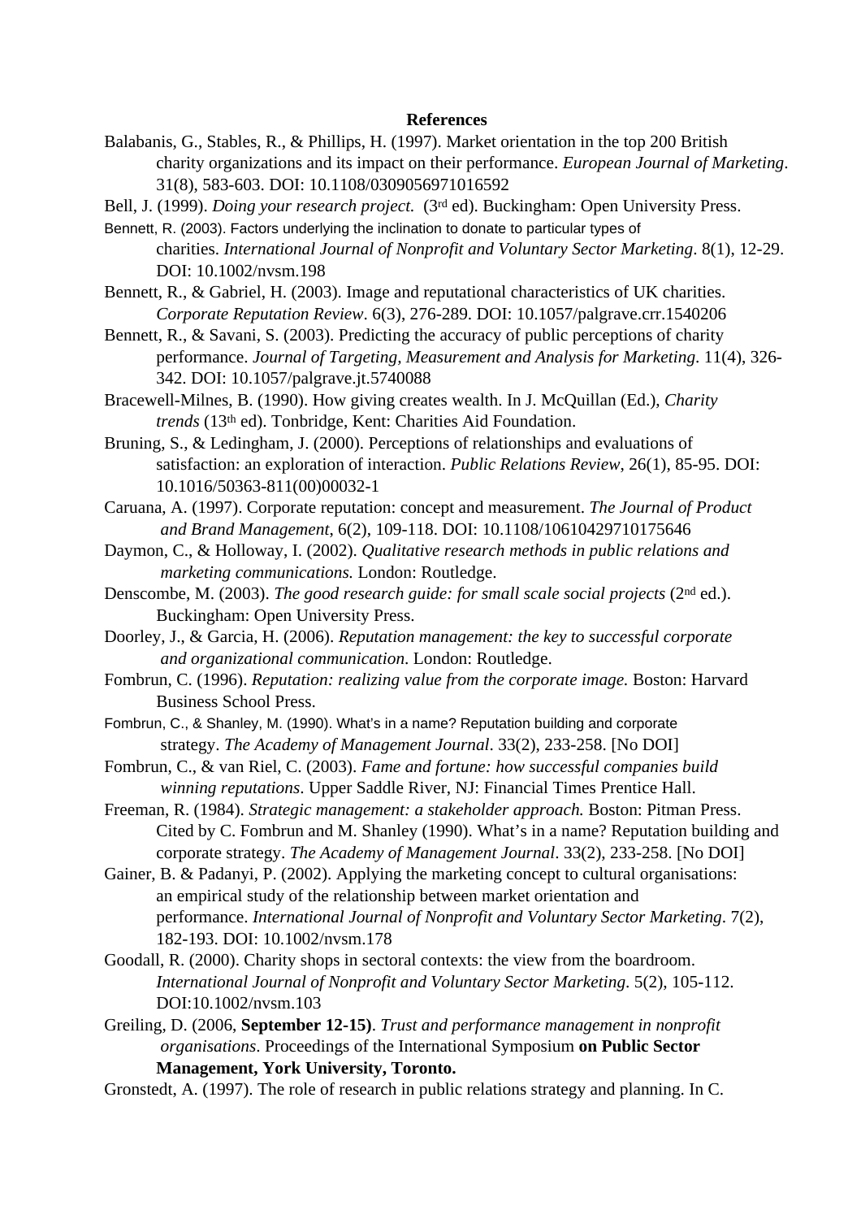**References**

Balabanis, G., Stables, R., & Phillips, H. (1997). Market orientation in the top 200 British charity organizations and its impact on their performance. *European Journal of Marketing*. 31(8), 583-603. DOI: 10.1108/0309056971016592

Bell, J. (1999). *Doing your research project.* (3rd ed). Buckingham: Open University Press.

Bennett, R. (2003). Factors underlying the inclination to donate to particular types of charities. *International Journal of Nonprofit and Voluntary Sector Marketing*. 8(1), 12-29. DOI: 10.1002/nvsm.198

Bennett, R., & Gabriel, H. (2003). Image and reputational characteristics of UK charities. *Corporate Reputation Review*. 6(3), 276-289. DOI: 10.1057/palgrave.crr.1540206

Bennett, R., & Savani, S. (2003). Predicting the accuracy of public perceptions of charity performance. *Journal of Targeting, Measurement and Analysis for Marketing*. 11(4), 326-342. DOI: 10.1057/palgrave.jt.5740088

Bracewell-Milnes, B. (1990). How giving creates wealth. In J. McQuillan (Ed.), *Charity trends* (13th ed). Tonbridge, Kent: Charities Aid Foundation.

Bruning, S., & Ledingham, J. (2000). Perceptions of relationships and evaluations of satisfaction: an exploration of interaction. *Public Relations Review*, 26(1), 85-95. DOI: 10.1016/50363-811(00)00032-1

Caruana, A. (1997). Corporate reputation: concept and measurement. *The Journal of Product and Brand Management*, 6(2), 109-118. DOI: 10.1108/10610429710175646

Daymon, C., & Holloway, I. (2002). *Qualitative research methods in public relations and marketing communications.* London: Routledge.

Denscombe, M. (2003). *The good research guide: for small scale social projects* (2nd ed.). Buckingham: Open University Press.

Doorley, J., & Garcia, H. (2006). *Reputation management: the key to successful corporate and organizational communication*. London: Routledge.

Fombrun, C. (1996). *Reputation: realizing value from the corporate image.* Boston: Harvard Business School Press.

Fombrun, C., & Shanley, M. (1990). What's in a name? Reputation building and corporate strategy. *The Academy of Management Journal*. 33(2), 233-258. [No DOI]

Fombrun, C., & van Riel, C. (2003). *Fame and fortune: how successful companies build winning reputations*. Upper Saddle River, NJ: Financial Times Prentice Hall.

Freeman, R. (1984). *Strategic management: a stakeholder approach.* Boston: Pitman Press. Cited by C. Fombrun and M. Shanley (1990). What's in a name? Reputation building and corporate strategy. *The Academy of Management Journal*. 33(2), 233-258. [No DOI]

Gainer, B. & Padanyi, P. (2002). Applying the marketing concept to cultural organisations: an empirical study of the relationship between market orientation and performance. *International Journal of Nonprofit and Voluntary Sector Marketing*. 7(2), 182-193. DOI: 10.1002/nvsm.178

Goodall, R. (2000). Charity shops in sectoral contexts: the view from the boardroom. *International Journal of Nonprofit and Voluntary Sector Marketing*. 5(2), 105-112. DOI:10.1002/nvsm.103

Greiling, D. (2006, **September 12-15)**. *Trust and performance management in nonprofit organisations*. Proceedings of the International Symposium **on Public Sector Management, York University, Toronto.**

Gronstedt, A. (1997). The role of research in public relations strategy and planning. In C.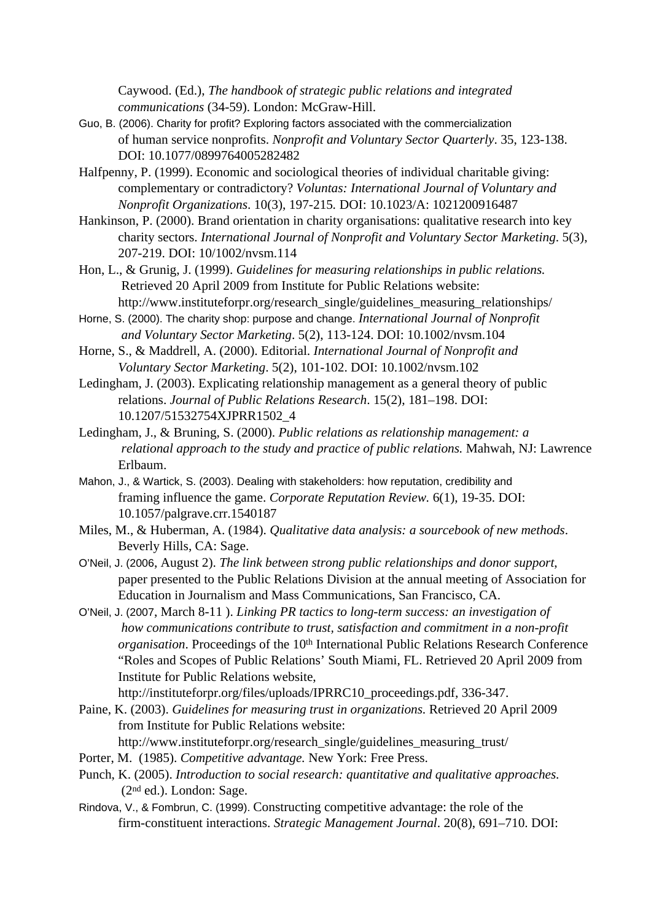Caywood. (Ed.), *The handbook of strategic public relations and integrated communications* (34-59). London: McGraw-Hill.

Guo, B. (2006). Charity for profit? Exploring factors associated with the commercialization of human service nonprofits. *Nonprofit and Voluntary Sector Quarterly*. 35, 123-138. DOI: 10.1077/0899764005282482

Halfpenny, P. (1999). Economic and sociological theories of individual charitable giving: complementary or contradictory? *Voluntas: International Journal of Voluntary and Nonprofit Organizations*. 10(3), 197-215. DOI: 10.1023/A: 1021200916487

Hankinson, P. (2000). Brand orientation in charity organisations: qualitative research into key charity sectors. *International Journal of Nonprofit and Voluntary Sector Marketing*. 5(3), 207-219. DOI: 10/1002/nvsm.114

Hon, L., & Grunig, J. (1999). *Guidelines for measuring relationships in public relations.* Retrieved 20 April 2009 from Institute for Public Relations website: http://www.instituteforpr.org/research_single/guidelines_measuring_relationships/

Horne, S. (2000). The charity shop: purpose and change. *International Journal of Nonprofit and Voluntary Sector Marketing*. 5(2), 113-124. DOI: 10.1002/nvsm.104

Horne, S., & Maddrell, A. (2000). Editorial. *International Journal of Nonprofit and Voluntary Sector Marketing*. 5(2), 101-102. DOI: 10.1002/nvsm.102

Ledingham, J. (2003). Explicating relationship management as a general theory of public relations. *Journal of Public Relations Research*. 15(2), 181–198. DOI: 10.1207/51532754XJPRR1502_4

Ledingham, J., & Bruning, S. (2000). *Public relations as relationship management: a relational approach to the study and practice of public relations.* Mahwah, NJ: Lawrence Erlbaum.

Mahon, J., & Wartick, S. (2003). Dealing with stakeholders: how reputation, credibility and framing influence the game. *Corporate Reputation Review*. 6(1), 19-35. DOI: 10.1057/palgrave.crr.1540187

Miles, M., & Huberman, A. (1984). *Qualitative data analysis: a sourcebook of new methods*. Beverly Hills, CA: Sage.

O'Neil, J. (2006, August 2). *The link between strong public relationships and donor support*, paper presented to the Public Relations Division at the annual meeting of Association for Education in Journalism and Mass Communications, San Francisco, CA.

O'Neil, J. (2007, March 8-11 ). *Linking PR tactics to long-term success: an investigation of how communications contribute to trust, satisfaction and commitment in a non-profit organisation*. Proceedings of the 10th International Public Relations Research Conference "Roles and Scopes of Public Relations' South Miami, FL. Retrieved 20 April 2009 from Institute for Public Relations website, http://instituteforpr.org/files/uploads/IPRRC10_proceedings.pdf, 336-347.

Paine, K. (2003). *Guidelines for measuring trust in organizations.* Retrieved 20 April 2009 from Institute for Public Relations website: http://www.instituteforpr.org/research_single/guidelines_measuring_trust/

Porter, M. (1985). *Competitive advantage.* New York: Free Press.

Punch, K. (2005). *Introduction to social research: quantitative and qualitative approaches.* (2nd ed.). London: Sage.

Rindova, V., & Fombrun, C. (1999). Constructing competitive advantage: the role of the firm-constituent interactions. *Strategic Management Journal*. 20(8), 691–710. DOI: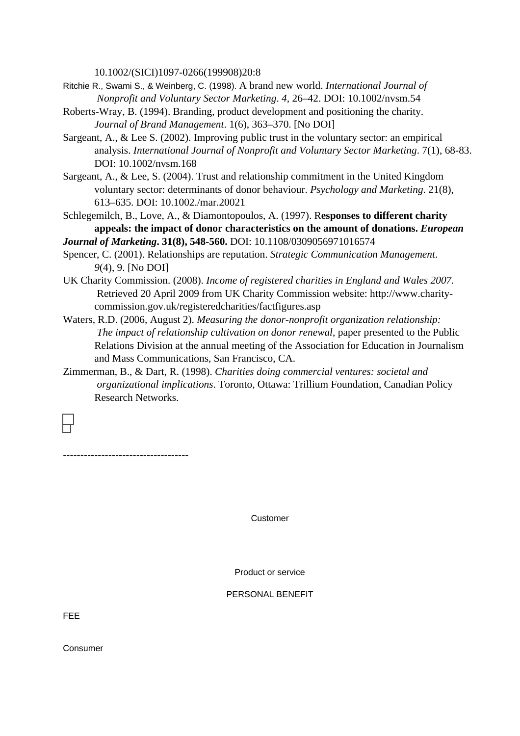10.1002/(SICI)1097-0266(199908)20:8

Ritchie R., Swami S., & Weinberg, C. (1998). A brand new world. *International Journal of Nonprofit and Voluntary Sector Marketing*. *4*, 26–42. DOI: 10.1002/nvsm.54

Roberts-Wray, B. (1994). Branding, product development and positioning the charity. *Journal of Brand Management*. 1(6), 363–370. [No DOI]

Sargeant, A., & Lee S. (2002). Improving public trust in the voluntary sector: an empirical analysis. *International Journal of Nonprofit and Voluntary Sector Marketing*. 7(1), 68-83. DOI: 10.1002/nvsm.168

Sargeant, A., & Lee, S. (2004). Trust and relationship commitment in the United Kingdom voluntary sector: determinants of donor behaviour. *Psychology and Marketing.* 21(8), 613–635. DOI: 10.1002./mar.20021

Schlegemilch, B., Love, A., & Diamontopoulos, A. (1997). R**esponses to different charity appeals: the impact of donor characteristics on the amount of donations. *European Journal of Marketing*. 31(8), 548-560.** DOI: 10.1108/0309056971016574

Spencer, C. (2001). Relationships are reputation. *Strategic Communication Management*. *9*(4), 9. [No DOI]

UK Charity Commission. (2008). *Income of registered charities in England and Wales 2007.* Retrieved 20 April 2009 from UK Charity Commission website: http://www.charity-commission.gov.uk/registeredcharities/factfigures.asp

Waters, R.D. (2006, August 2). *Measuring the donor-nonprofit organization relationship: The impact of relationship cultivation on donor renewal*, paper presented to the Public Relations Division at the annual meeting of the Association for Education in Journalism and Mass Communications, San Francisco, CA.

Zimmerman, B., & Dart, R. (1998). *Charities doing commercial ventures: societal and organizational implications*. Toronto, Ottawa: Trillium Foundation, Canadian Policy Research Networks.

-----------------------------------

Customer

Product or service

PERSONAL BENEFIT

FEE

Consumer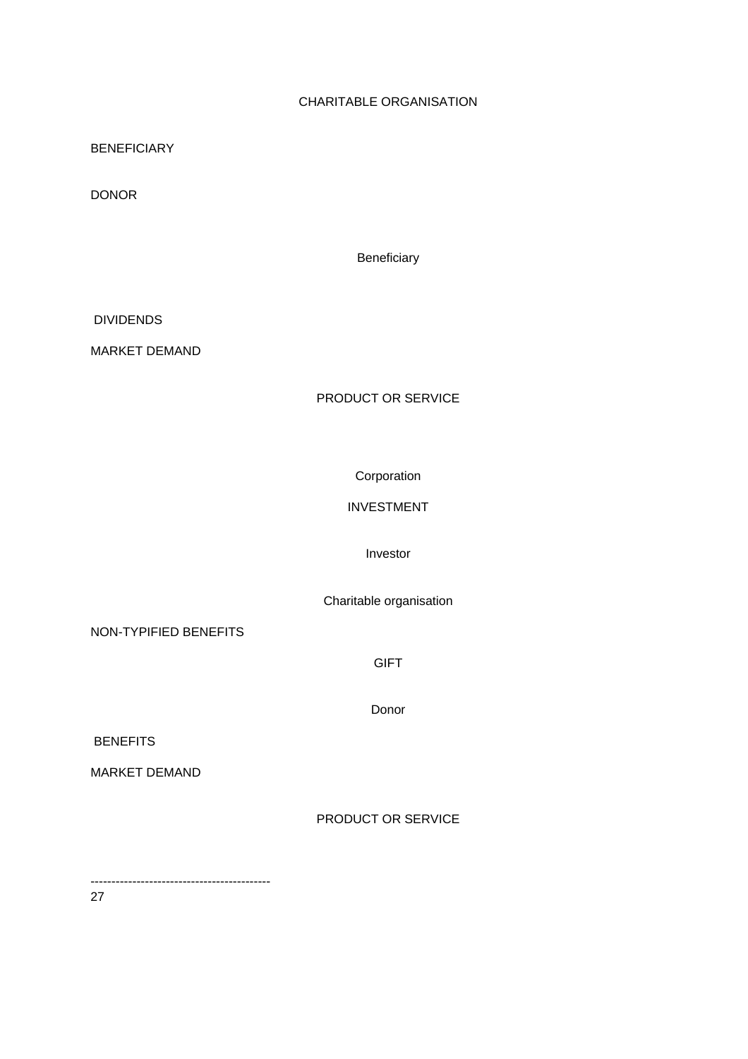CHARITABLE ORGANISATION

BENEFICIARY

DONOR

Beneficiary

DIVIDENDS

MARKET DEMAND

PRODUCT OR SERVICE

Corporation

INVESTMENT

Investor

Charitable organisation

NON-TYPIFIED BENEFITS

GIFT

Donor

BENEFITS

MARKET DEMAND

PRODUCT OR SERVICE

---

27